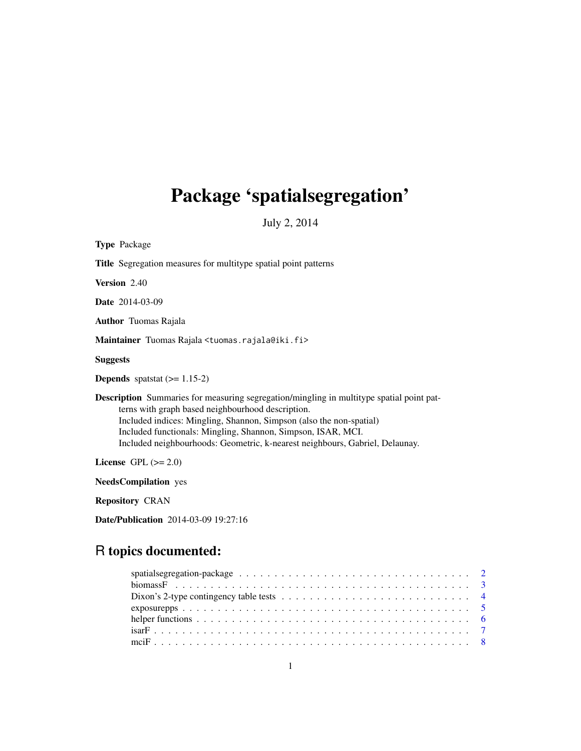# Package 'spatialsegregation'

July 2, 2014

**Type** Package

**Title** Segregation measures for multitype spatial point patterns

**Version** 2.40

**Date** 2014-03-09

**Author** Tuomas Rajala

**Maintainer** Tuomas Rajala <tuomas.rajala@iki.fi>

**Suggests**

**Depends** spatstat (>= 1.15-2)

**Description** Summaries for measuring segregation/mingling in multitype spatial point patterns with graph based neighbourhood description.
Included indices: Mingling, Shannon, Simpson (also the non-spatial)
Included functionals: Mingling, Shannon, Simpson, ISAR, MCI.
Included neighbourhoods: Geometric, k-nearest neighbours, Gabriel, Delaunay.

**License** GPL (>= 2.0)

**NeedsCompilation** yes

**Repository** CRAN

**Date/Publication** 2014-03-09 19:27:16

## R topics documented:

- spatialsegregation-package . . . . . . . . . . . . . . . . . . . . . . . . . . . . . . . . . . 2
- biomassF . . . . . . . . . . . . . . . . . . . . . . . . . . . . . . . . . . . . . . . . . . . . . 3
- Dixon's 2-type contingency table tests . . . . . . . . . . . . . . . . . . . . . . . . . . . . 4
- exposurepps . . . . . . . . . . . . . . . . . . . . . . . . . . . . . . . . . . . . . . . . . . . 5
- helper functions . . . . . . . . . . . . . . . . . . . . . . . . . . . . . . . . . . . . . . . . . 6
- isarF . . . . . . . . . . . . . . . . . . . . . . . . . . . . . . . . . . . . . . . . . . . . . . . . 7
- mciF . . . . . . . . . . . . . . . . . . . . . . . . . . . . . . . . . . . . . . . . . . . . . . . . 8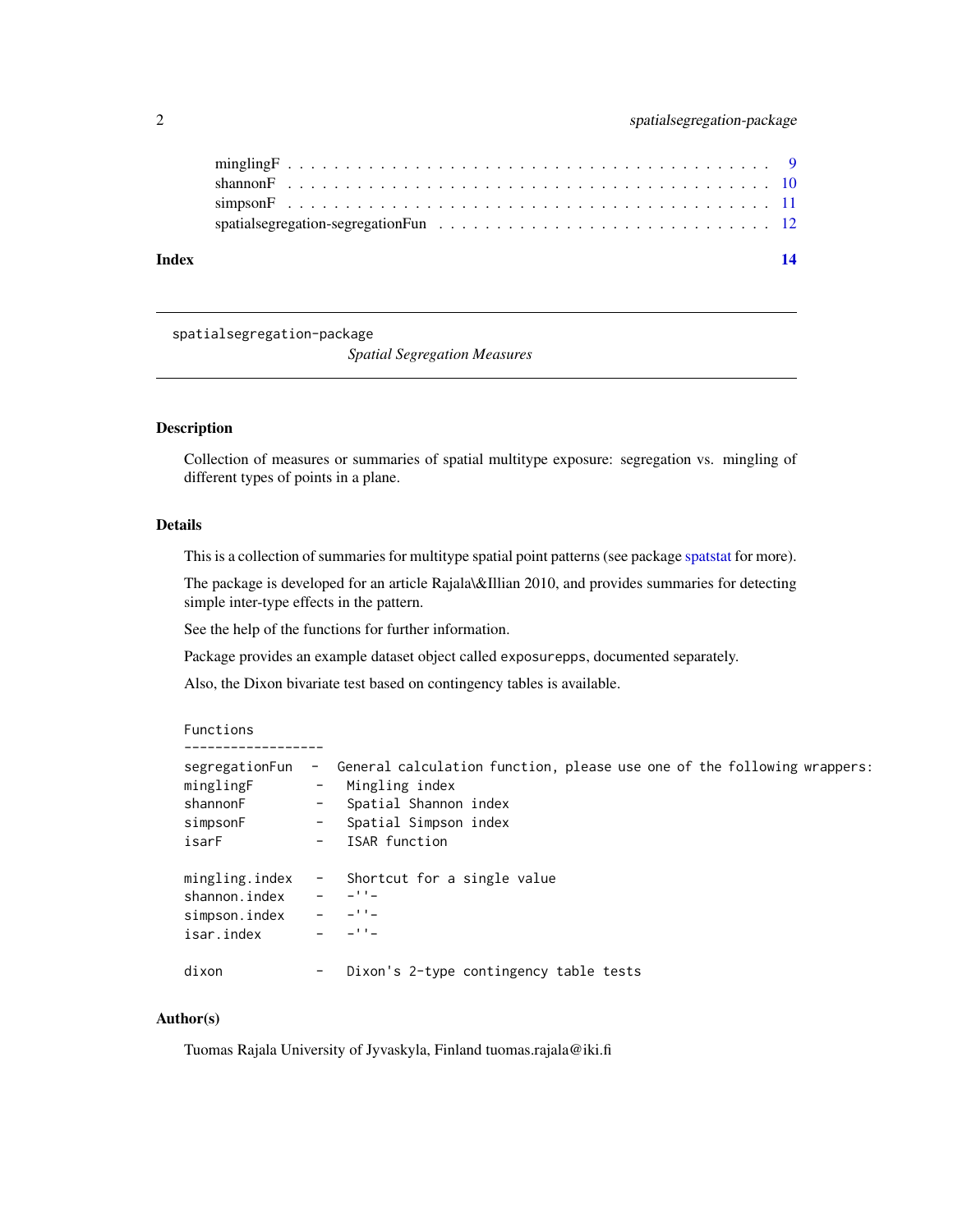mingling F . . . . . . . . . . . . . . . . . . . . . . . . . . . . . . . . . . . . . . . . 9
shannonF . . . . . . . . . . . . . . . . . . . . . . . . . . . . . . . . . . . . . . . . 10
simpsonF . . . . . . . . . . . . . . . . . . . . . . . . . . . . . . . . . . . . . . . . 11
spatialsegregation-segregationFun . . . . . . . . . . . . . . . . . . . . . . . . . . . . . 12

**Index** **14**

---

spatialsegregation-package *Spatial Segregation Measures*

---

## Description

Collection of measures or summaries of spatial multitype exposure: segregation vs. mingling of different types of points in a plane.

## Details

This is a collection of summaries for multitype spatial point patterns (see package spatstat for more).

The package is developed for an article Rajala\&Illian 2010, and provides summaries for detecting simple inter-type effects in the pattern.

See the help of the functions for further information.

Package provides an example dataset object called `exposurepps`, documented separately.

Also, the Dixon bivariate test based on contingency tables is available.

```
Functions
------------------
segregationFun  -  General calculation function, please use one of the following wrappers:
minglingF       -   Mingling index
shannonF        -   Spatial Shannon index
simpsonF        -   Spatial Simpson index
isarF           -   ISAR function

mingling.index  -   Shortcut for a single value
shannon.index   -   -''-
simpson.index   -   -''-
isar.index      -   -''-

dixon           -   Dixon's 2-type contingency table tests
```

## Author(s)

Tuomas Rajala University of Jyvaskyla, Finland tuomas.rajala@iki.fi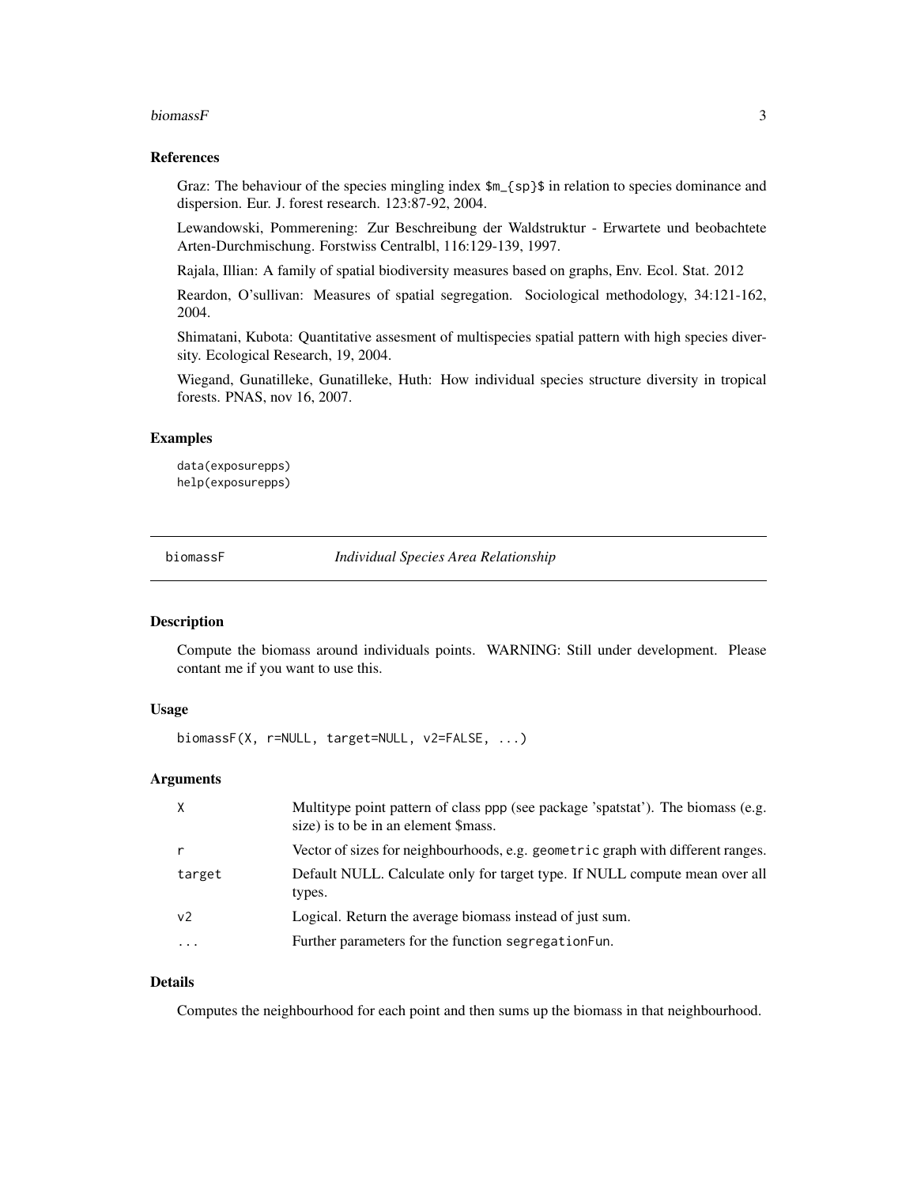### References

Graz: The behaviour of the species mingling index $m_{sp}$ in relation to species dominance and dispersion. Eur. J. forest research. 123:87-92, 2004.

Lewandowski, Pommerening: Zur Beschreibung der Waldstruktur - Erwartete und beobachtete Arten-Durchmischung. Forstwiss Centralbl, 116:129-139, 1997.

Rajala, Illian: A family of spatial biodiversity measures based on graphs, Env. Ecol. Stat. 2012

Reardon, O'sullivan: Measures of spatial segregation. Sociological methodology, 34:121-162, 2004.

Shimatani, Kubota: Quantitative assesment of multispecies spatial pattern with high species diversity. Ecological Research, 19, 2004.

Wiegand, Gunatilleke, Gunatilleke, Huth: How individual species structure diversity in tropical forests. PNAS, nov 16, 2007.

### Examples

```
data(exposurepps)
help(exposurepps)
```

---

## biomassF — *Individual Species Area Relationship*

---

### Description

Compute the biomass around individuals points. WARNING: Still under development. Please contant me if you want to use this.

### Usage

```
biomassF(X, r=NULL, target=NULL, v2=FALSE, ...)
```

### Arguments

| | |
|---|---|
| X | Multitype point pattern of class ppp (see package 'spatstat'). The biomass (e.g. size) is to be in an element $mass. |
| r | Vector of sizes for neighbourhoods, e.g. `geometric` graph with different ranges. |
| target | Default NULL. Calculate only for target type. If NULL compute mean over all types. |
| v2 | Logical. Return the average biomass instead of just sum. |
| ... | Further parameters for the function `segregationFun`. |

### Details

Computes the neighbourhood for each point and then sums up the biomass in that neighbourhood.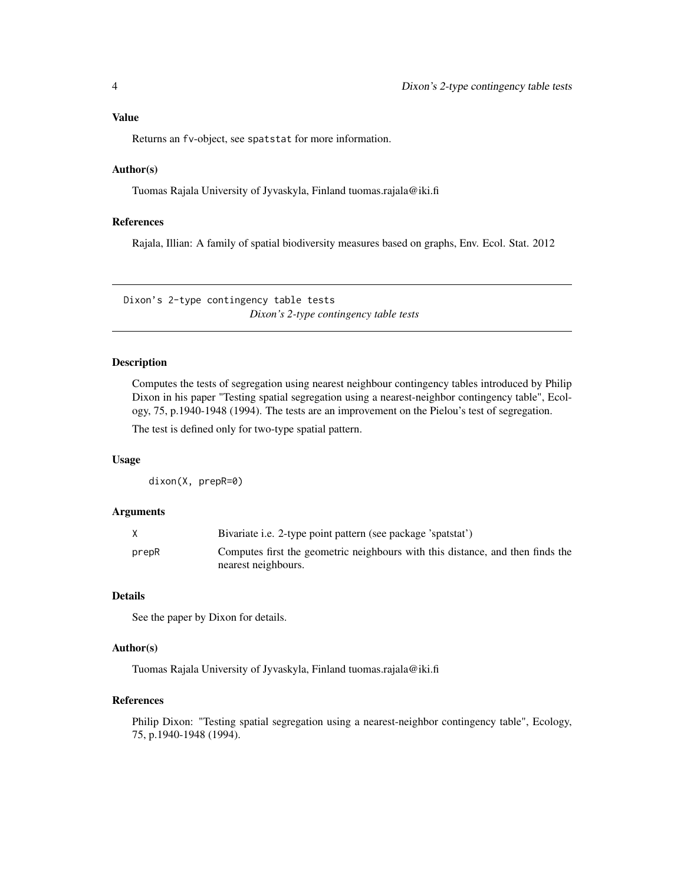### Value

Returns an fv-object, see spatstat for more information.

### Author(s)

Tuomas Rajala University of Jyvaskyla, Finland tuomas.rajala@iki.fi

### References

Rajala, Illian: A family of spatial biodiversity measures based on graphs, Env. Ecol. Stat. 2012

---

## Dixon's 2-type contingency table tests

*Dixon's 2-type contingency table tests*

### Description

Computes the tests of segregation using nearest neighbour contingency tables introduced by Philip Dixon in his paper "Testing spatial segregation using a nearest-neighbor contingency table", Ecology, 75, p.1940-1948 (1994). The tests are an improvement on the Pielou's test of segregation.

The test is defined only for two-type spatial pattern.

### Usage

```
dixon(X, prepR=0)
```

### Arguments

| | |
|---|---|
| X | Bivariate i.e. 2-type point pattern (see package 'spatstat') |
| prepR | Computes first the geometric neighbours with this distance, and then finds the nearest neighbours. |

### Details

See the paper by Dixon for details.

### Author(s)

Tuomas Rajala University of Jyvaskyla, Finland tuomas.rajala@iki.fi

### References

Philip Dixon: "Testing spatial segregation using a nearest-neighbor contingency table", Ecology, 75, p.1940-1948 (1994).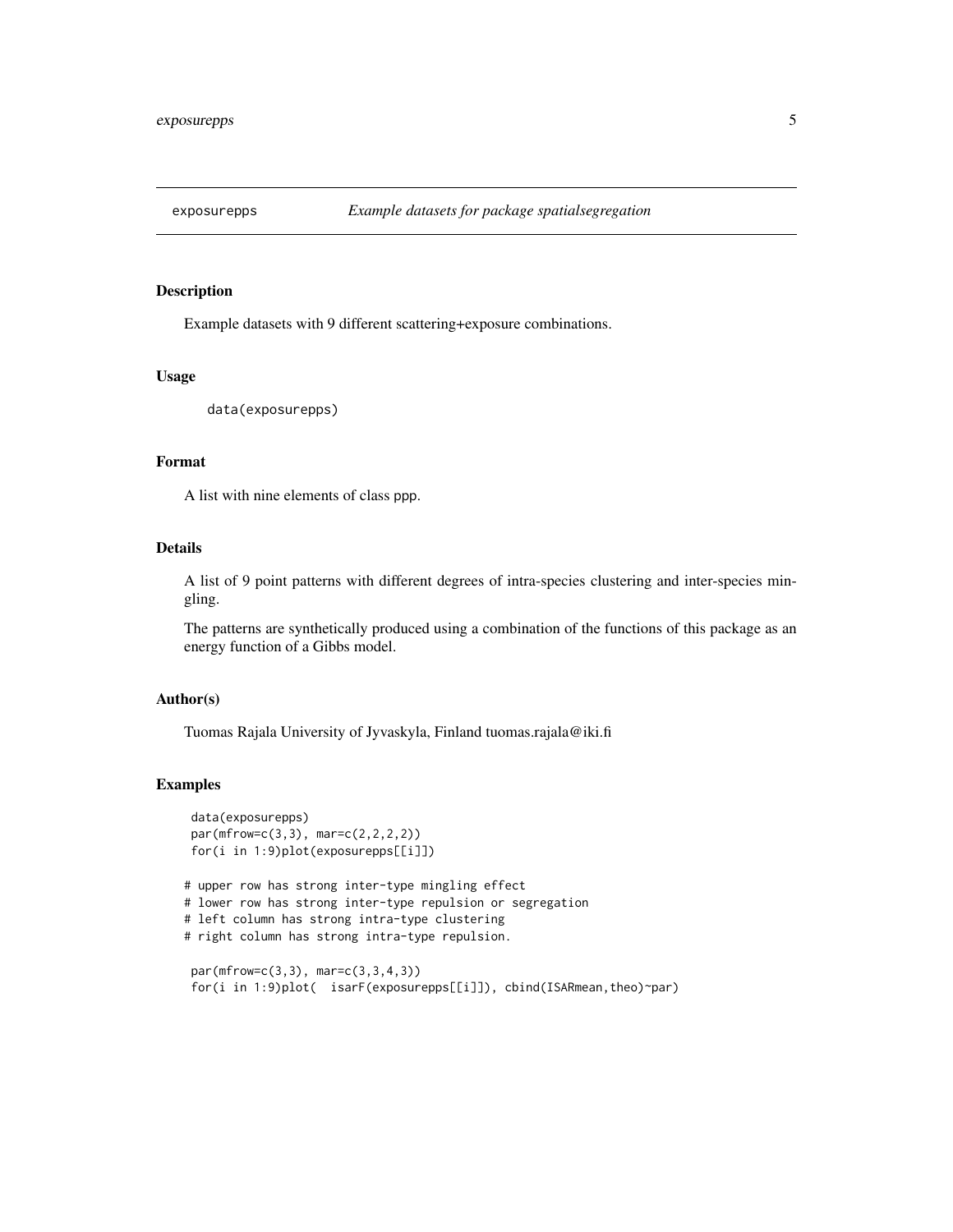# exposurepps — *Example datasets for package spatialsegregation*

## Description

Example datasets with 9 different scattering+exposure combinations.

## Usage

```
data(exposurepps)
```

## Format

A list with nine elements of class ppp.

## Details

A list of 9 point patterns with different degrees of intra-species clustering and inter-species mingling.

The patterns are synthetically produced using a combination of the functions of this package as an energy function of a Gibbs model.

## Author(s)

Tuomas Rajala University of Jyvaskyla, Finland tuomas.rajala@iki.fi

## Examples

```
 data(exposurepps)
 par(mfrow=c(3,3), mar=c(2,2,2,2))
 for(i in 1:9)plot(exposurepps[[i]])

# upper row has strong inter-type mingling effect
# lower row has strong inter-type repulsion or segregation
# left column has strong intra-type clustering
# right column has strong intra-type repulsion.

 par(mfrow=c(3,3), mar=c(3,3,4,3))
 for(i in 1:9)plot(  isarF(exposurepps[[i]]), cbind(ISARmean,theo)~par)
```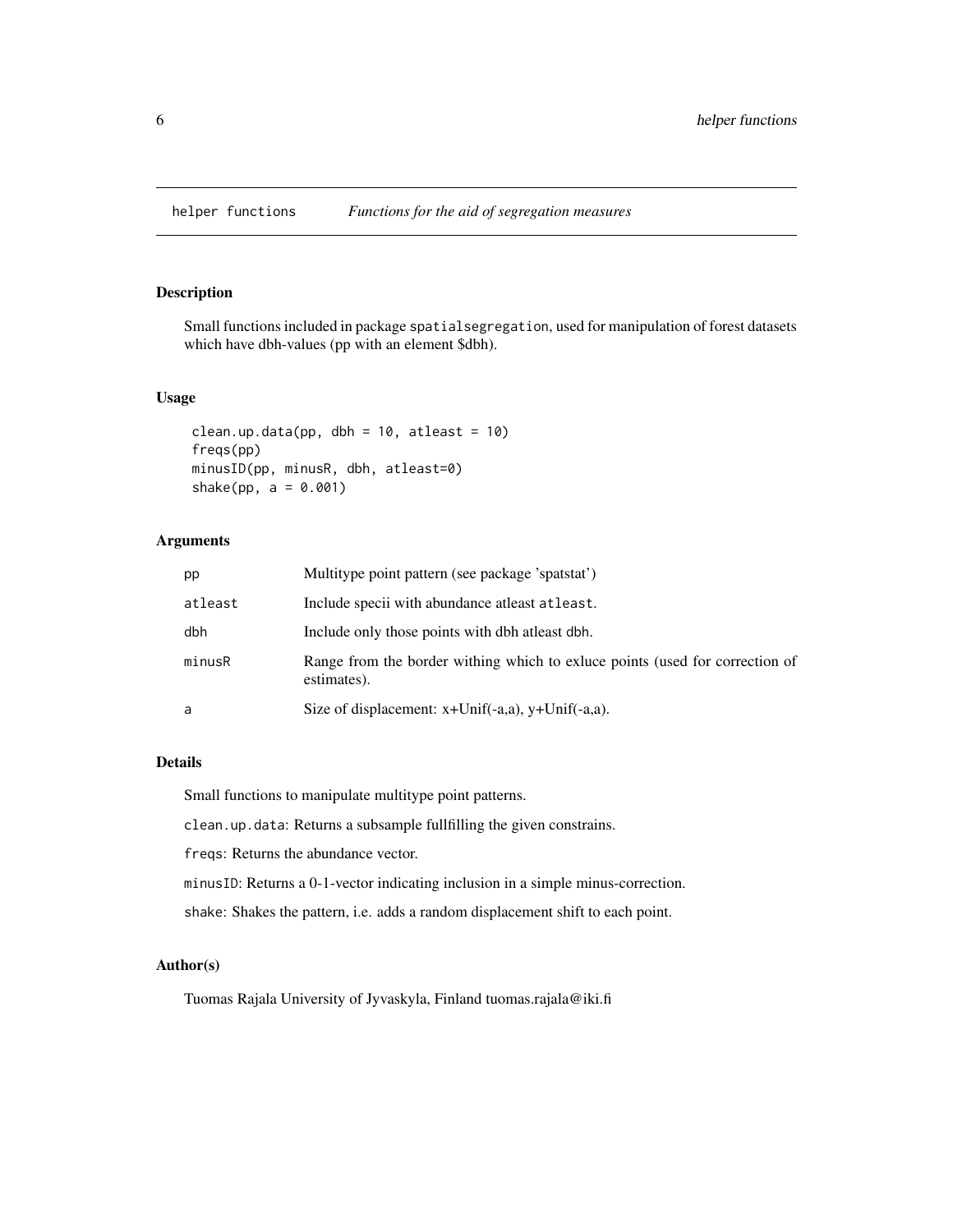# helper functions — *Functions for the aid of segregation measures*

## Description

Small functions included in package `spatialsegregation`, used for manipulation of forest datasets which have dbh-values (pp with an element $dbh).

## Usage

```
clean.up.data(pp, dbh = 10, atleast = 10)
freqs(pp)
minusID(pp, minusR, dbh, atleast=0)
shake(pp, a = 0.001)
```

## Arguments

| | |
|---|---|
| `pp` | Multitype point pattern (see package 'spatstat') |
| `atleast` | Include specii with abundance atleast `atleast`. |
| `dbh` | Include only those points with dbh atleast dbh. |
| `minusR` | Range from the border withing which to exluce points (used for correction of estimates). |
| `a` | Size of displacement: x+Unif(-a,a), y+Unif(-a,a). |

## Details

Small functions to manipulate multitype point patterns.

`clean.up.data`: Returns a subsample fullfilling the given constrains.

`freqs`: Returns the abundance vector.

`minusID`: Returns a 0-1-vector indicating inclusion in a simple minus-correction.

`shake`: Shakes the pattern, i.e. adds a random displacement shift to each point.

## Author(s)

Tuomas Rajala University of Jyvaskyla, Finland tuomas.rajala@iki.fi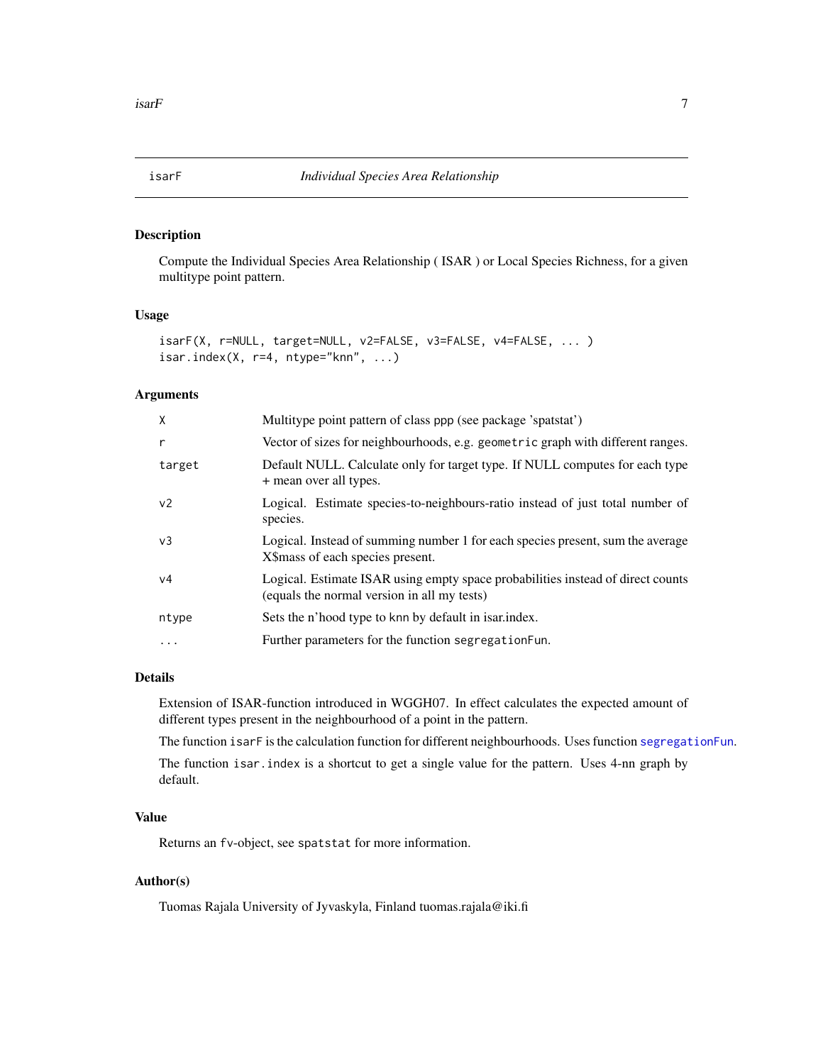## isarF — *Individual Species Area Relationship*

### Description

Compute the Individual Species Area Relationship ( ISAR ) or Local Species Richness, for a given multitype point pattern.

### Usage

```
isarF(X, r=NULL, target=NULL, v2=FALSE, v3=FALSE, v4=FALSE, ... )
isar.index(X, r=4, ntype="knn", ...)
```

### Arguments

| | |
|---|---|
| `X` | Multitype point pattern of class `ppp` (see package 'spatstat') |
| `r` | Vector of sizes for neighbourhoods, e.g. `geometric` graph with different ranges. |
| `target` | Default NULL. Calculate only for target type. If NULL computes for each type + mean over all types. |
| `v2` | Logical. Estimate species-to-neighbours-ratio instead of just total number of species. |
| `v3` | Logical. Instead of summing number 1 for each species present, sum the average X$mass of each species present. |
| `v4` | Logical. Estimate ISAR using empty space probabilities instead of direct counts (equals the normal version in all my tests) |
| `ntype` | Sets the n'hood type to `knn` by default in isar.index. |
| `...` | Further parameters for the function `segregationFun`. |

### Details

Extension of ISAR-function introduced in WGGH07. In effect calculates the expected amount of different types present in the neighbourhood of a point in the pattern.

The function `isarF` is the calculation function for different neighbourhoods. Uses function `segregationFun`.

The function `isar.index` is a shortcut to get a single value for the pattern. Uses 4-nn graph by default.

### Value

Returns an `fv`-object, see `spatstat` for more information.

### Author(s)

Tuomas Rajala University of Jyvaskyla, Finland tuomas.rajala@iki.fi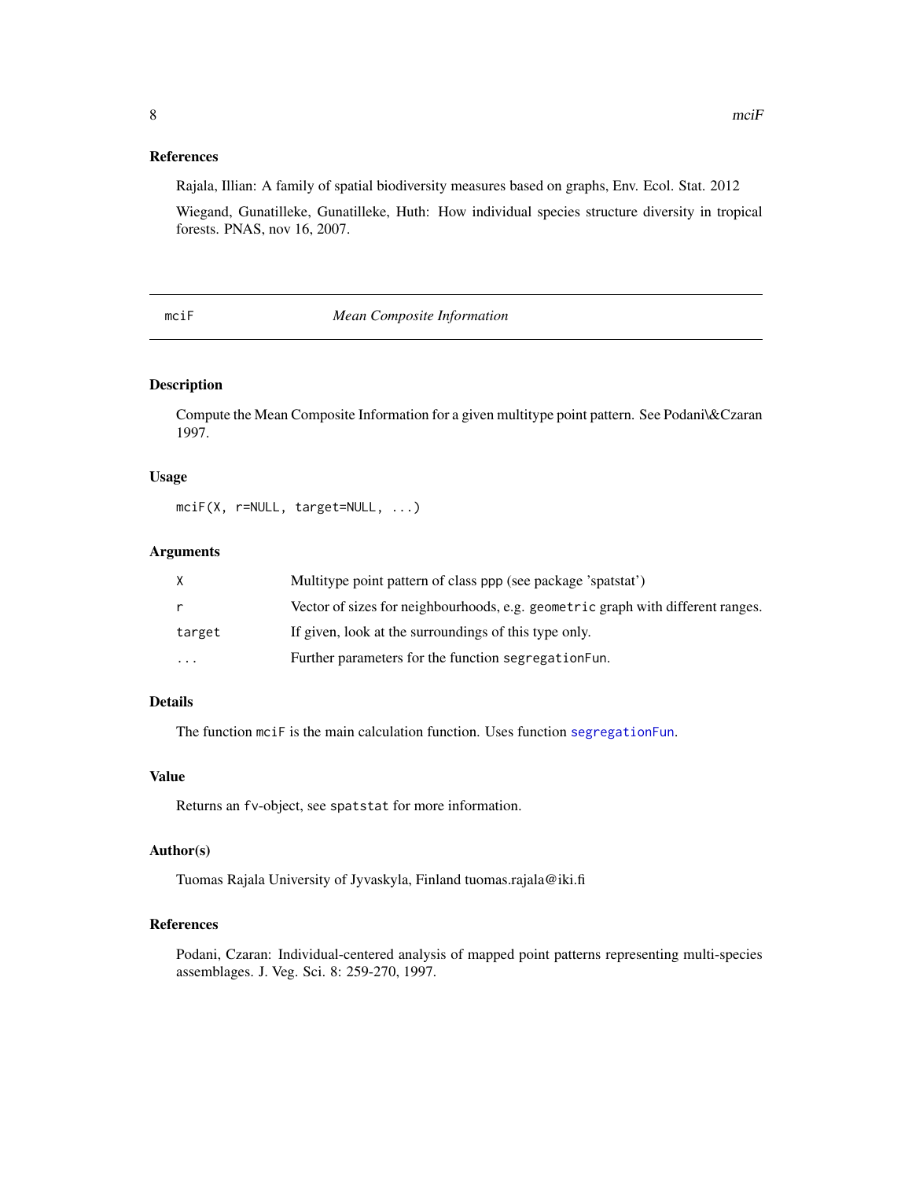### References

Rajala, Illian: A family of spatial biodiversity measures based on graphs, Env. Ecol. Stat. 2012

Wiegand, Gunatilleke, Gunatilleke, Huth: How individual species structure diversity in tropical forests. PNAS, nov 16, 2007.

---

## mciF — *Mean Composite Information*

---

### Description

Compute the Mean Composite Information for a given multitype point pattern. See Podani\&Czaran 1997.

### Usage

```
mciF(X, r=NULL, target=NULL, ...)
```

### Arguments

| | |
|---|---|
| `X` | Multitype point pattern of class `ppp` (see package 'spatstat') |
| `r` | Vector of sizes for neighbourhoods, e.g. `geometric` graph with different ranges. |
| `target` | If given, look at the surroundings of this type only. |
| `...` | Further parameters for the function `segregationFun`. |

### Details

The function `mciF` is the main calculation function. Uses function `segregationFun`.

### Value

Returns an `fv`-object, see `spatstat` for more information.

### Author(s)

Tuomas Rajala University of Jyvaskyla, Finland tuomas.rajala@iki.fi

### References

Podani, Czaran: Individual-centered analysis of mapped point patterns representing multi-species assemblages. J. Veg. Sci. 8: 259-270, 1997.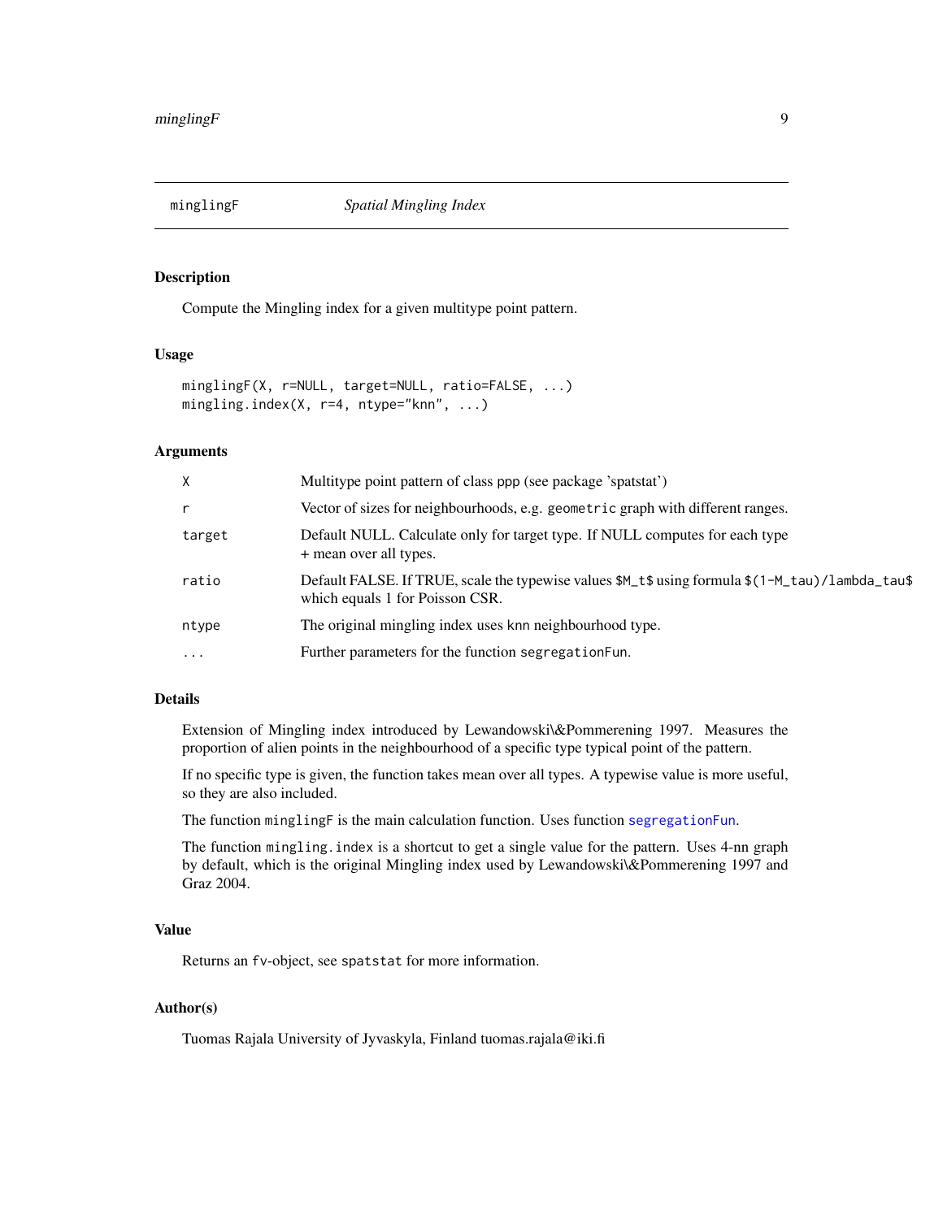# minglingF — *Spatial Mingling Index*

## Description

Compute the Mingling index for a given multitype point pattern.

## Usage

```
minglingF(X, r=NULL, target=NULL, ratio=FALSE, ...)
mingling.index(X, r=4, ntype="knn", ...)
```

## Arguments

| | |
|---|---|
| X | Multitype point pattern of class ppp (see package 'spatstat') |
| r | Vector of sizes for neighbourhoods, e.g. geometric graph with different ranges. |
| target | Default NULL. Calculate only for target type. If NULL computes for each type + mean over all types. |
| ratio | Default FALSE. If TRUE, scale the typewise values $M_t$ using formula $(1-M_tau)/lambda_tau$ which equals 1 for Poisson CSR. |
| ntype | The original mingling index uses knn neighbourhood type. |
| ... | Further parameters for the function segregationFun. |

## Details

Extension of Mingling index introduced by Lewandowski\&Pommerening 1997. Measures the proportion of alien points in the neighbourhood of a specific type typical point of the pattern.

If no specific type is given, the function takes mean over all types. A typewise value is more useful, so they are also included.

The function minglingF is the main calculation function. Uses function segregationFun.

The function mingling.index is a shortcut to get a single value for the pattern. Uses 4-nn graph by default, which is the original Mingling index used by Lewandowski\&Pommerening 1997 and Graz 2004.

## Value

Returns an fv-object, see spatstat for more information.

## Author(s)

Tuomas Rajala University of Jyvaskyla, Finland tuomas.rajala@iki.fi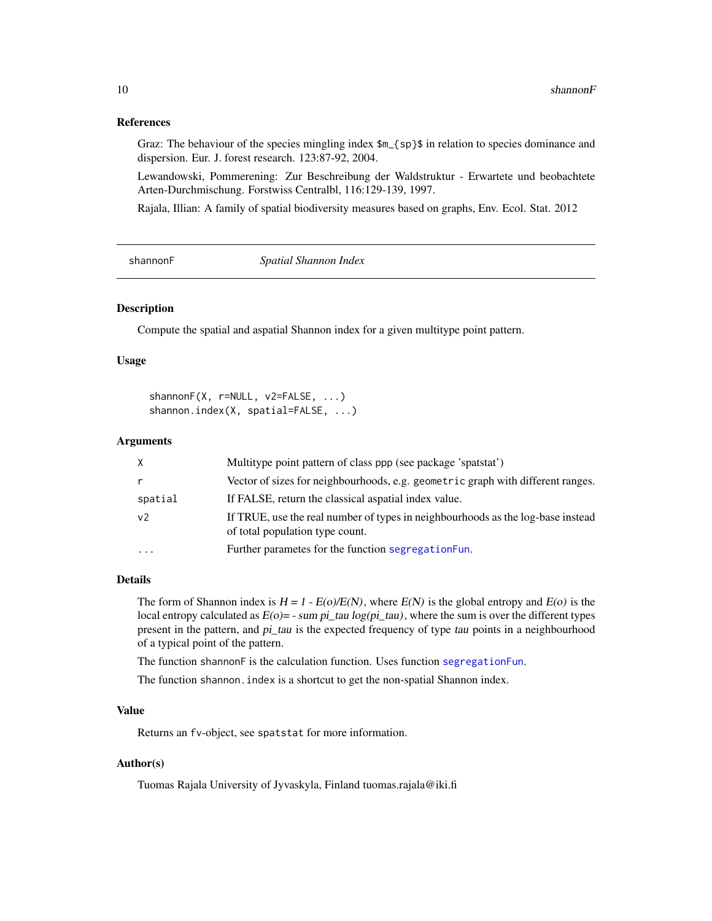### References

Graz: The behaviour of the species mingling index $m_{sp}$ in relation to species dominance and dispersion. Eur. J. forest research. 123:87-92, 2004.

Lewandowski, Pommerening: Zur Beschreibung der Waldstruktur - Erwartete und beobachtete Arten-Durchmischung. Forstwiss Centralbl, 116:129-139, 1997.

Rajala, Illian: A family of spatial biodiversity measures based on graphs, Env. Ecol. Stat. 2012

---

## shannonF — *Spatial Shannon Index*

### Description

Compute the spatial and aspatial Shannon index for a given multitype point pattern.

### Usage

```
shannonF(X, r=NULL, v2=FALSE, ...)
shannon.index(X, spatial=FALSE, ...)
```

### Arguments

| | |
|---|---|
| `X` | Multitype point pattern of class ppp (see package 'spatstat') |
| `r` | Vector of sizes for neighbourhoods, e.g. `geometric` graph with different ranges. |
| `spatial` | If FALSE, return the classical aspatial index value. |
| `v2` | If TRUE, use the real number of types in neighbourhoods as the log-base instead of total population type count. |
| `...` | Further parametes for the function `segregationFun`. |

### Details

The form of Shannon index is $H = 1 - E(o)/E(N)$, where $E(N)$ is the global entropy and $E(o)$ is the local entropy calculated as $E(o) = - \sum pi_{tau} \log(pi_{tau})$, where the sum is over the different types present in the pattern, and $pi_{tau}$ is the expected frequency of type *tau* points in a neighbourhood of a typical point of the pattern.

The function `shannonF` is the calculation function. Uses function `segregationFun`.

The function `shannon.index` is a shortcut to get the non-spatial Shannon index.

### Value

Returns an `fv`-object, see `spatstat` for more information.

### Author(s)

Tuomas Rajala University of Jyvaskyla, Finland tuomas.rajala@iki.fi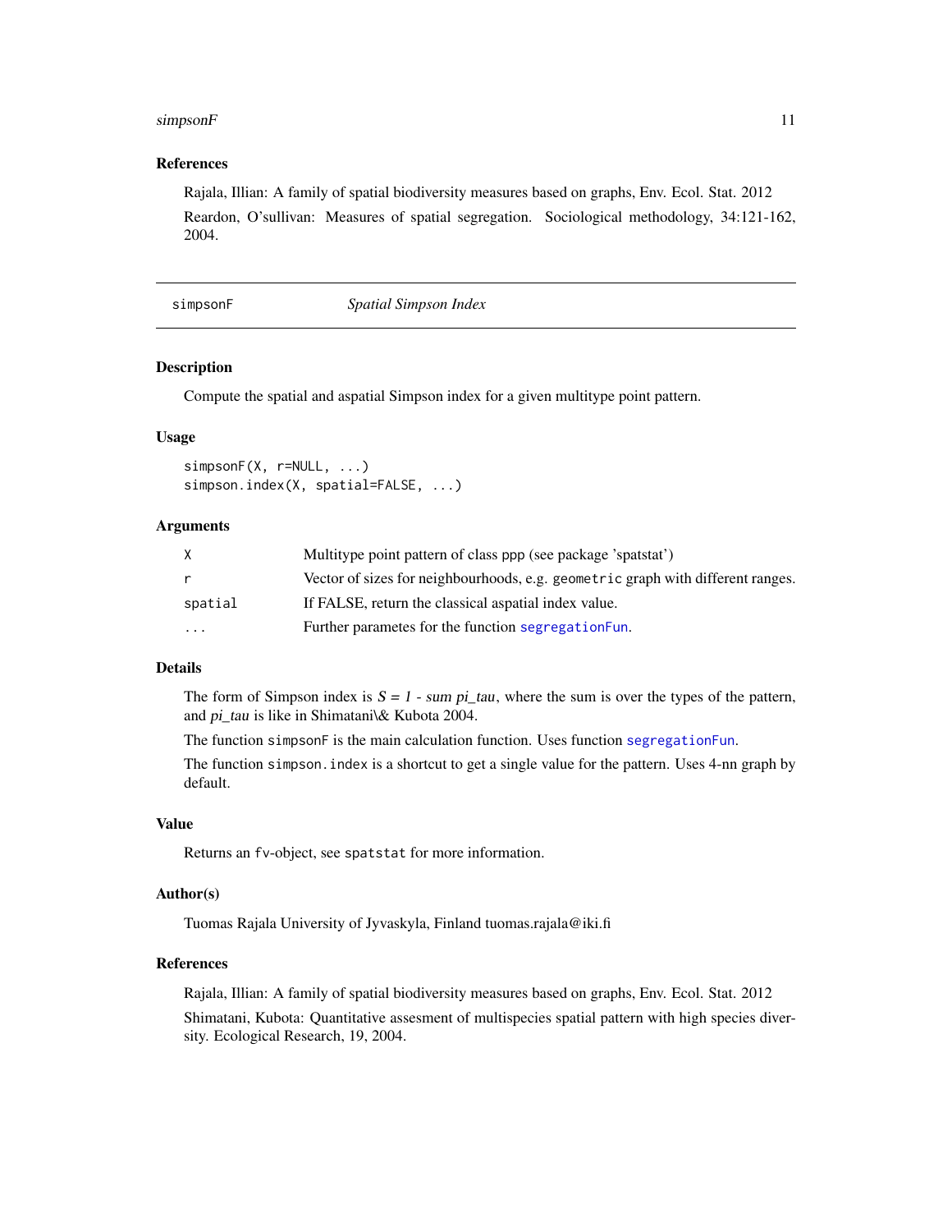## References

Rajala, Illian: A family of spatial biodiversity measures based on graphs, Env. Ecol. Stat. 2012

Reardon, O'sullivan: Measures of spatial segregation. Sociological methodology, 34:121-162, 2004.

---

# simpsonF — *Spatial Simpson Index*

## Description

Compute the spatial and aspatial Simpson index for a given multitype point pattern.

## Usage

```
simpsonF(X, r=NULL, ...)
simpson.index(X, spatial=FALSE, ...)
```

## Arguments

| | |
|---|---|
| `X` | Multitype point pattern of class ppp (see package 'spatstat') |
| `r` | Vector of sizes for neighbourhoods, e.g. `geometric` graph with different ranges. |
| `spatial` | If FALSE, return the classical aspatial index value. |
| `...` | Further parametes for the function `segregationFun`. |

## Details

The form of Simpson index is *S = 1 - sum pi_tau*, where the sum is over the types of the pattern, and *pi_tau* is like in Shimatani\& Kubota 2004.

The function `simpsonF` is the main calculation function. Uses function `segregationFun`.

The function `simpson.index` is a shortcut to get a single value for the pattern. Uses 4-nn graph by default.

## Value

Returns an `fv`-object, see `spatstat` for more information.

## Author(s)

Tuomas Rajala University of Jyvaskyla, Finland tuomas.rajala@iki.fi

## References

Rajala, Illian: A family of spatial biodiversity measures based on graphs, Env. Ecol. Stat. 2012

Shimatani, Kubota: Quantitative assesment of multispecies spatial pattern with high species diversity. Ecological Research, 19, 2004.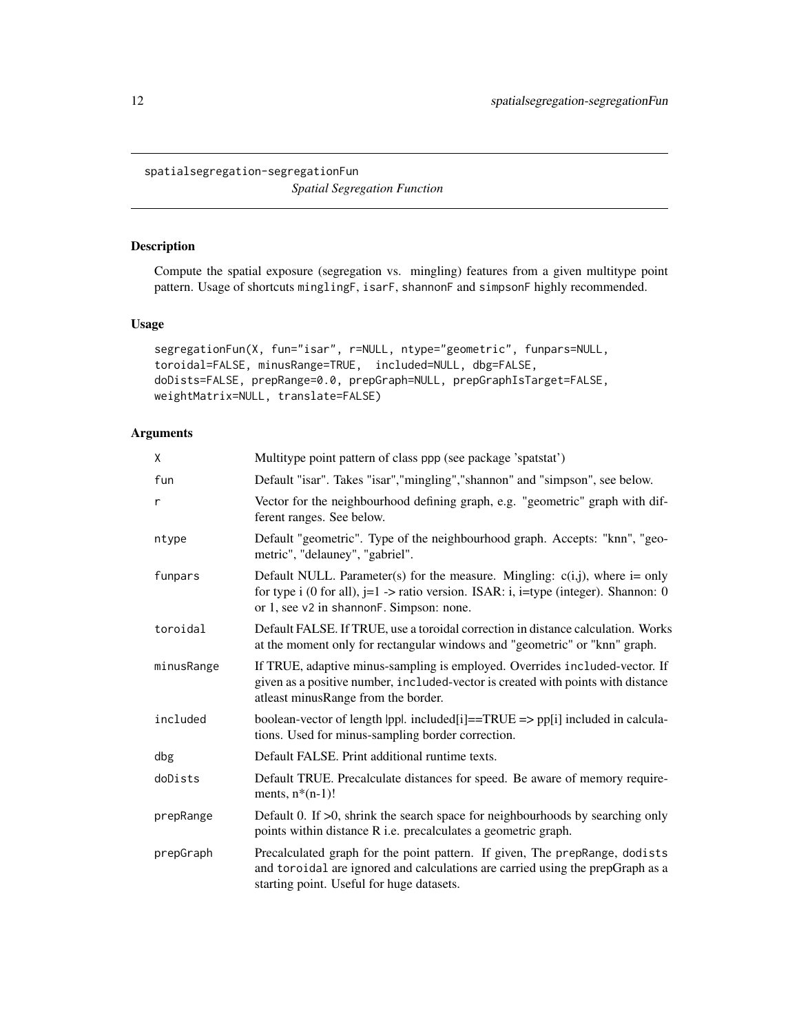spatialsegregation-segregationFun *Spatial Segregation Function*

## Description

Compute the spatial exposure (segregation vs. mingling) features from a given multitype point pattern. Usage of shortcuts `minglingF`, `isarF`, `shannonF` and `simpsonF` highly recommended.

## Usage

```
segregationFun(X, fun="isar", r=NULL, ntype="geometric", funpars=NULL,
toroidal=FALSE, minusRange=TRUE,  included=NULL, dbg=FALSE,
doDists=FALSE, prepRange=0.0, prepGraph=NULL, prepGraphIsTarget=FALSE,
weightMatrix=NULL, translate=FALSE)
```

## Arguments

| | |
|---|---|
| `X` | Multitype point pattern of class ppp (see package 'spatstat') |
| `fun` | Default "isar". Takes "isar","mingling","shannon" and "simpson", see below. |
| `r` | Vector for the neighbourhood defining graph, e.g. "geometric" graph with different ranges. See below. |
| `ntype` | Default "geometric". Type of the neighbourhood graph. Accepts: "knn", "geometric", "delauney", "gabriel". |
| `funpars` | Default NULL. Parameter(s) for the measure. Mingling: c(i,j), where i= only for type i (0 for all), j=1 -> ratio version. ISAR: i, i=type (integer). Shannon: 0 or 1, see `v2` in `shannonF`. Simpson: none. |
| `toroidal` | Default FALSE. If TRUE, use a toroidal correction in distance calculation. Works at the moment only for rectangular windows and "geometric" or "knn" graph. |
| `minusRange` | If TRUE, adaptive minus-sampling is employed. Overrides `included`-vector. If given as a positive number, `included`-vector is created with points with distance atleast minusRange from the border. |
| `included` | boolean-vector of length \|pp\|. included[i]==TRUE => pp[i] included in calculations. Used for minus-sampling border correction. |
| `dbg` | Default FALSE. Print additional runtime texts. |
| `doDists` | Default TRUE. Precalculate distances for speed. Be aware of memory requirements, n*(n-1)! |
| `prepRange` | Default 0. If >0, shrink the search space for neighbourhoods by searching only points within distance R i.e. precalculates a geometric graph. |
| `prepGraph` | Precalculated graph for the point pattern. If given, The `prepRange`, `dodists` and `toroidal` are ignored and calculations are carried using the prepGraph as a starting point. Useful for huge datasets. |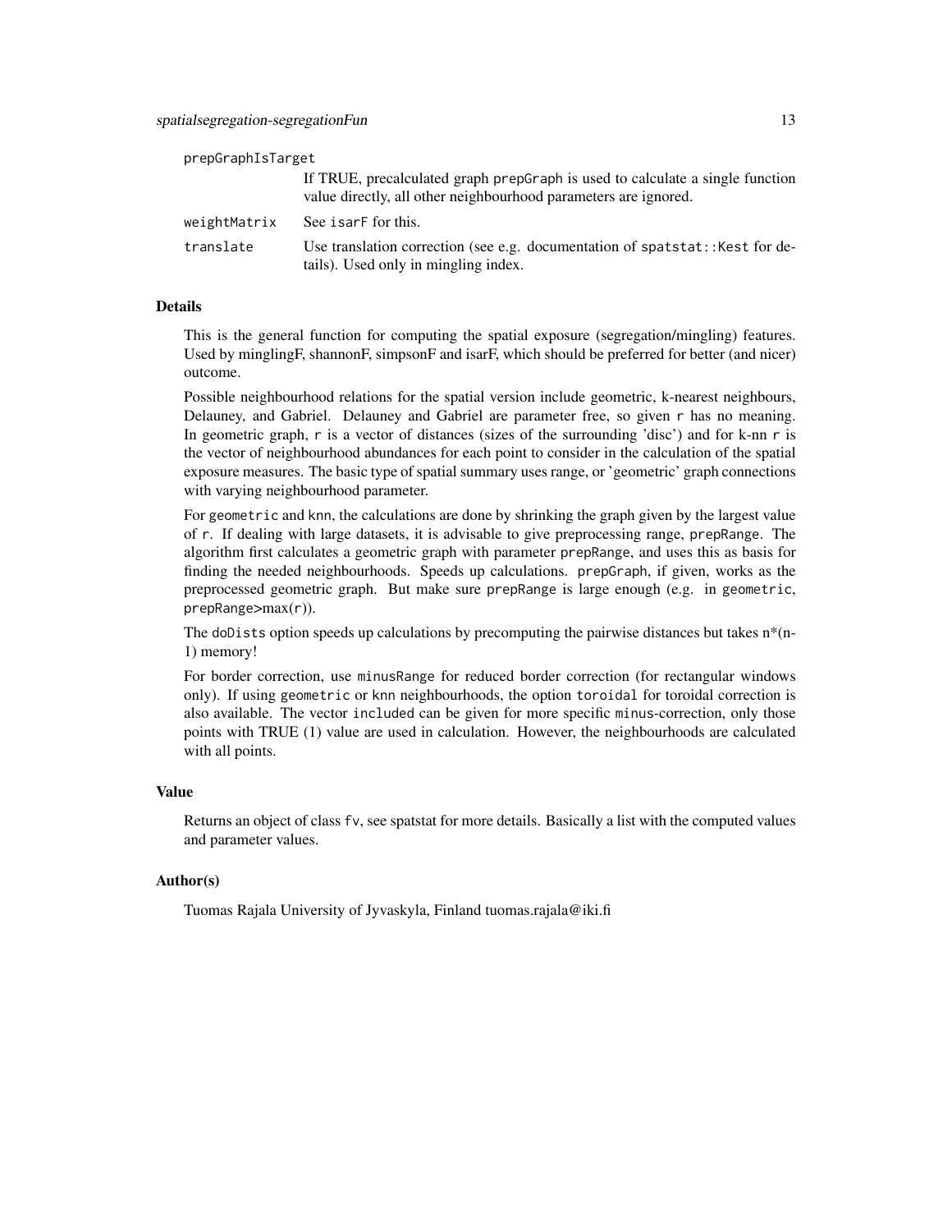prepGraphIsTarget
: If TRUE, precalculated graph `prepGraph` is used to calculate a single function value directly, all other neighbourhood parameters are ignored.

weightMatrix
: See `isarF` for this.

translate
: Use translation correction (see e.g. documentation of `spatstat::Kest` for details). Used only in mingling index.

### Details

This is the general function for computing the spatial exposure (segregation/mingling) features. Used by minglingF, shannonF, simpsonF and isarF, which should be preferred for better (and nicer) outcome.

Possible neighbourhood relations for the spatial version include geometric, k-nearest neighbours, Delauney, and Gabriel. Delauney and Gabriel are parameter free, so given `r` has no meaning. In geometric graph, `r` is a vector of distances (sizes of the surrounding 'disc') and for k-nn `r` is the vector of neighbourhood abundances for each point to consider in the calculation of the spatial exposure measures. The basic type of spatial summary uses range, or 'geometric' graph connections with varying neighbourhood parameter.

For `geometric` and `knn`, the calculations are done by shrinking the graph given by the largest value of `r`. If dealing with large datasets, it is advisable to give preprocessing range, `prepRange`. The algorithm first calculates a geometric graph with parameter `prepRange`, and uses this as basis for finding the needed neighbourhoods. Speeds up calculations. `prepGraph`, if given, works as the preprocessed geometric graph. But make sure `prepRange` is large enough (e.g. in `geometric`, `prepRange`>max(`r`)).

The `doDists` option speeds up calculations by precomputing the pairwise distances but takes n*(n-1) memory!

For border correction, use `minusRange` for reduced border correction (for rectangular windows only). If using `geometric` or `knn` neighbourhoods, the option `toroidal` for toroidal correction is also available. The vector `included` can be given for more specific `minus`-correction, only those points with TRUE (1) value are used in calculation. However, the neighbourhoods are calculated with all points.

### Value

Returns an object of class `fv`, see spatstat for more details. Basically a list with the computed values and parameter values.

### Author(s)

Tuomas Rajala University of Jyvaskyla, Finland tuomas.rajala@iki.fi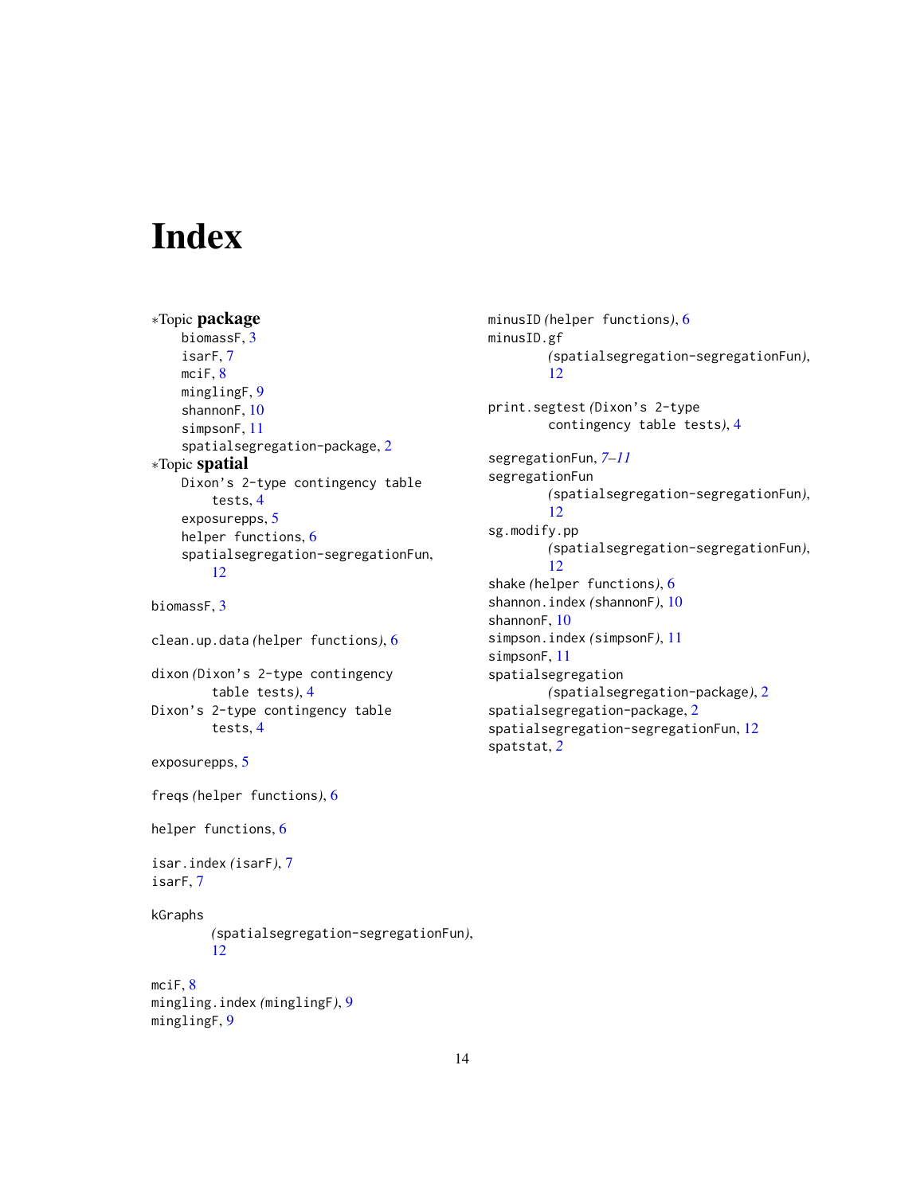# Index

∗Topic **package**

biomassF, 3
isarF, 7
mciF, 8
minglingF, 9
shannonF, 10
simpsonF, 11
spatialsegregation-package, 2

∗Topic **spatial**

Dixon's 2-type contingency table tests, 4
exposurepps, 5
helper functions, 6
spatialsegregation-segregationFun, 12

biomassF, 3

clean.up.data *(*helper functions*)*, 6

dixon *(*Dixon's 2-type contingency table tests*)*, 4
Dixon's 2-type contingency table tests, 4

exposurepps, 5

freqs *(*helper functions*)*, 6

helper functions, 6

isar.index *(*isarF*)*, 7
isarF, 7

kGraphs *(*spatialsegregation-segregationFun*)*, 12

mciF, 8
mingling.index *(*minglingF*)*, 9
minglingF, 9
minusID *(*helper functions*)*, 6
minusID.gf *(*spatialsegregation-segregationFun*)*, 12

print.segtest *(*Dixon's 2-type contingency table tests*)*, 4

segregationFun, *7–11*
segregationFun *(*spatialsegregation-segregationFun*)*, 12
sg.modify.pp *(*spatialsegregation-segregationFun*)*, 12
shake *(*helper functions*)*, 6
shannon.index *(*shannonF*)*, 10
shannonF, 10
simpson.index *(*simpsonF*)*, 11
simpsonF, 11
spatialsegregation *(*spatialsegregation-package*)*, 2
spatialsegregation-package, 2
spatialsegregation-segregationFun, 12
spatstat, *2*